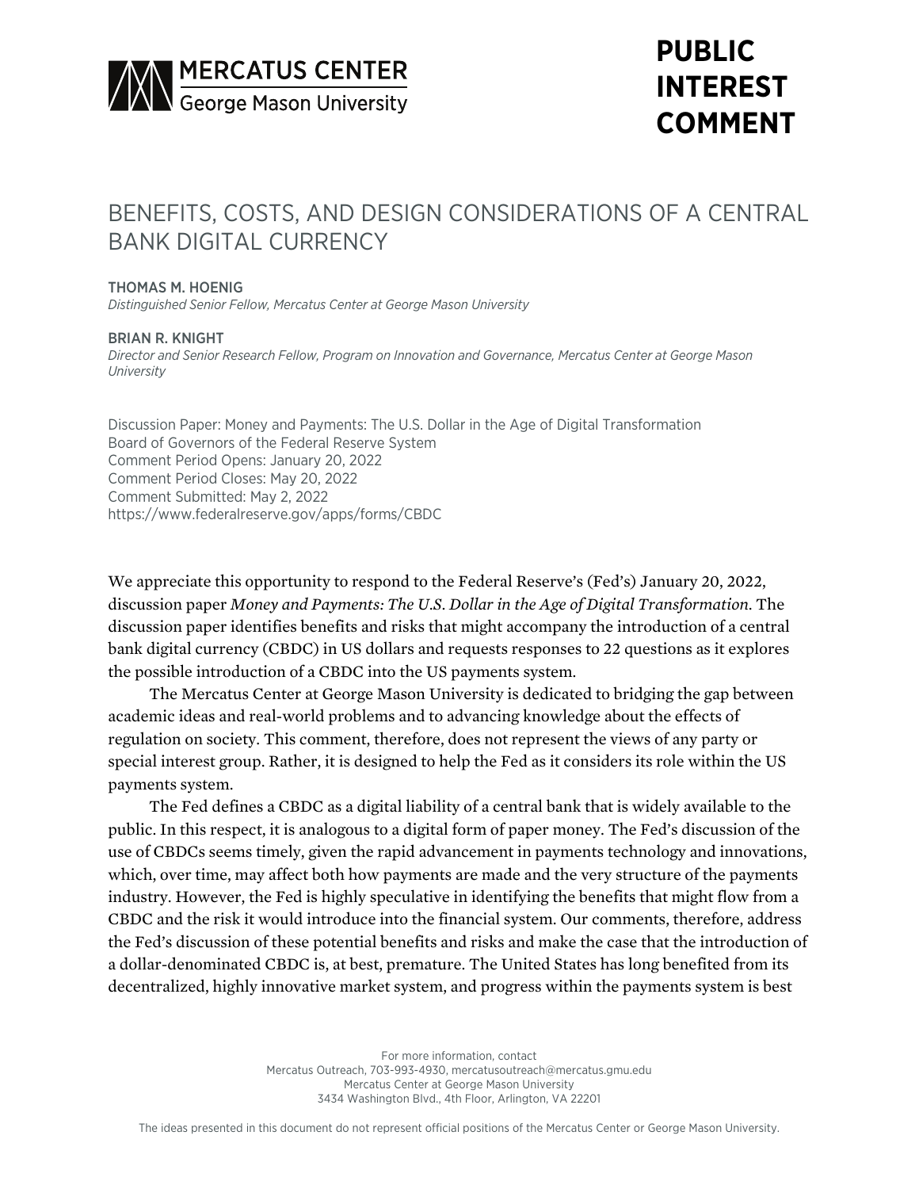MERCATUS CENTER
George Mason University

**PUBLIC INTEREST COMMENT**

# BENEFITS, COSTS, AND DESIGN CONSIDERATIONS OF A CENTRAL BANK DIGITAL CURRENCY

THOMAS M. HOENIG
*Distinguished Senior Fellow, Mercatus Center at George Mason University*

BRIAN R. KNIGHT
*Director and Senior Research Fellow, Program on Innovation and Governance, Mercatus Center at George Mason University*

Discussion Paper: Money and Payments: The U.S. Dollar in the Age of Digital Transformation
Board of Governors of the Federal Reserve System
Comment Period Opens: January 20, 2022
Comment Period Closes: May 20, 2022
Comment Submitted: May 2, 2022
https://www.federalreserve.gov/apps/forms/CBDC

We appreciate this opportunity to respond to the Federal Reserve's (Fed's) January 20, 2022, discussion paper *Money and Payments: The U.S. Dollar in the Age of Digital Transformation*. The discussion paper identifies benefits and risks that might accompany the introduction of a central bank digital currency (CBDC) in US dollars and requests responses to 22 questions as it explores the possible introduction of a CBDC into the US payments system.

The Mercatus Center at George Mason University is dedicated to bridging the gap between academic ideas and real-world problems and to advancing knowledge about the effects of regulation on society. This comment, therefore, does not represent the views of any party or special interest group. Rather, it is designed to help the Fed as it considers its role within the US payments system.

The Fed defines a CBDC as a digital liability of a central bank that is widely available to the public. In this respect, it is analogous to a digital form of paper money. The Fed's discussion of the use of CBDCs seems timely, given the rapid advancement in payments technology and innovations, which, over time, may affect both how payments are made and the very structure of the payments industry. However, the Fed is highly speculative in identifying the benefits that might flow from a CBDC and the risk it would introduce into the financial system. Our comments, therefore, address the Fed's discussion of these potential benefits and risks and make the case that the introduction of a dollar-denominated CBDC is, at best, premature. The United States has long benefited from its decentralized, highly innovative market system, and progress within the payments system is best

For more information, contact
Mercatus Outreach, 703-993-4930, mercatusoutreach@mercatus.gmu.edu
Mercatus Center at George Mason University
3434 Washington Blvd., 4th Floor, Arlington, VA 22201

The ideas presented in this document do not represent official positions of the Mercatus Center or George Mason University.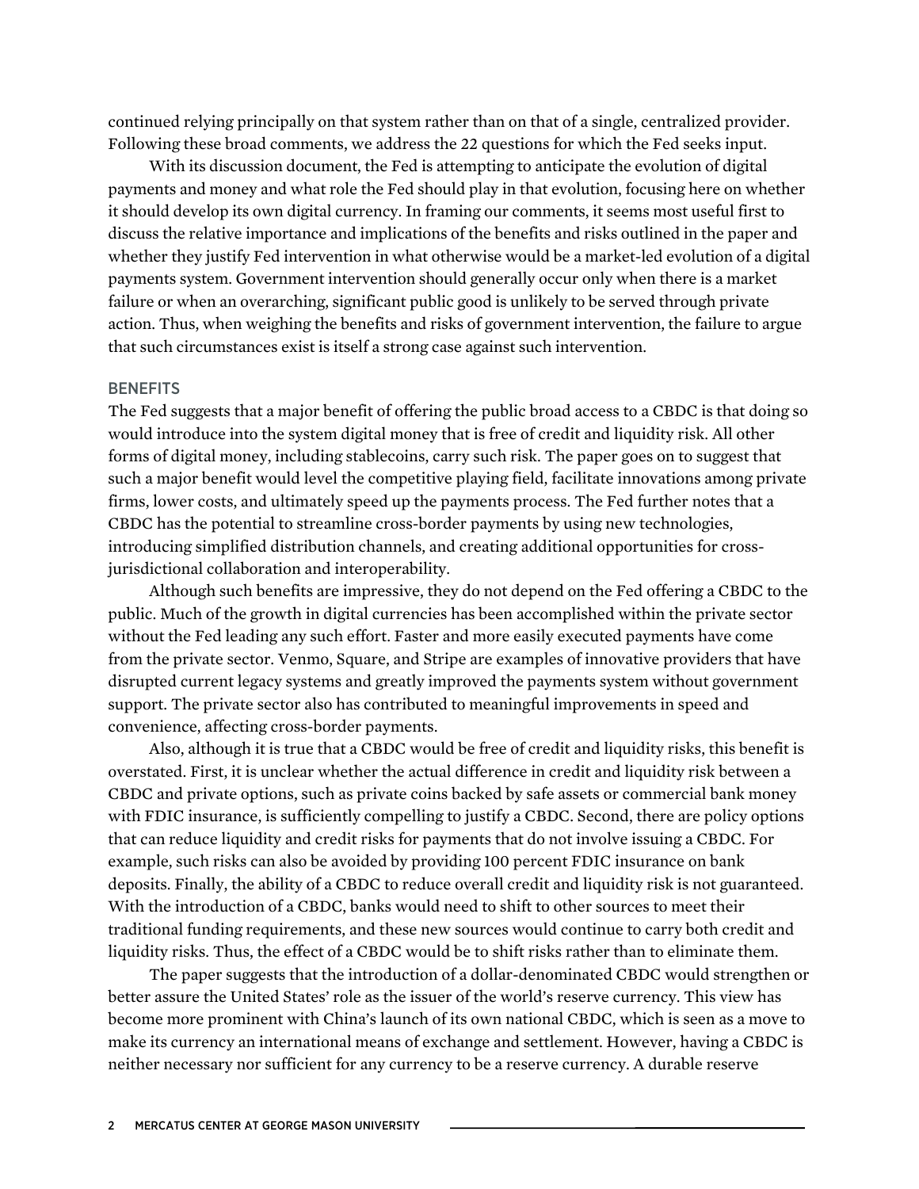continued relying principally on that system rather than on that of a single, centralized provider. Following these broad comments, we address the 22 questions for which the Fed seeks input.

With its discussion document, the Fed is attempting to anticipate the evolution of digital payments and money and what role the Fed should play in that evolution, focusing here on whether it should develop its own digital currency. In framing our comments, it seems most useful first to discuss the relative importance and implications of the benefits and risks outlined in the paper and whether they justify Fed intervention in what otherwise would be a market-led evolution of a digital payments system. Government intervention should generally occur only when there is a market failure or when an overarching, significant public good is unlikely to be served through private action. Thus, when weighing the benefits and risks of government intervention, the failure to argue that such circumstances exist is itself a strong case against such intervention.

## BENEFITS

The Fed suggests that a major benefit of offering the public broad access to a CBDC is that doing so would introduce into the system digital money that is free of credit and liquidity risk. All other forms of digital money, including stablecoins, carry such risk. The paper goes on to suggest that such a major benefit would level the competitive playing field, facilitate innovations among private firms, lower costs, and ultimately speed up the payments process. The Fed further notes that a CBDC has the potential to streamline cross-border payments by using new technologies, introducing simplified distribution channels, and creating additional opportunities for cross-jurisdictional collaboration and interoperability.

Although such benefits are impressive, they do not depend on the Fed offering a CBDC to the public. Much of the growth in digital currencies has been accomplished within the private sector without the Fed leading any such effort. Faster and more easily executed payments have come from the private sector. Venmo, Square, and Stripe are examples of innovative providers that have disrupted current legacy systems and greatly improved the payments system without government support. The private sector also has contributed to meaningful improvements in speed and convenience, affecting cross-border payments.

Also, although it is true that a CBDC would be free of credit and liquidity risks, this benefit is overstated. First, it is unclear whether the actual difference in credit and liquidity risk between a CBDC and private options, such as private coins backed by safe assets or commercial bank money with FDIC insurance, is sufficiently compelling to justify a CBDC. Second, there are policy options that can reduce liquidity and credit risks for payments that do not involve issuing a CBDC. For example, such risks can also be avoided by providing 100 percent FDIC insurance on bank deposits. Finally, the ability of a CBDC to reduce overall credit and liquidity risk is not guaranteed. With the introduction of a CBDC, banks would need to shift to other sources to meet their traditional funding requirements, and these new sources would continue to carry both credit and liquidity risks. Thus, the effect of a CBDC would be to shift risks rather than to eliminate them.

The paper suggests that the introduction of a dollar-denominated CBDC would strengthen or better assure the United States' role as the issuer of the world's reserve currency. This view has become more prominent with China's launch of its own national CBDC, which is seen as a move to make its currency an international means of exchange and settlement. However, having a CBDC is neither necessary nor sufficient for any currency to be a reserve currency. A durable reserve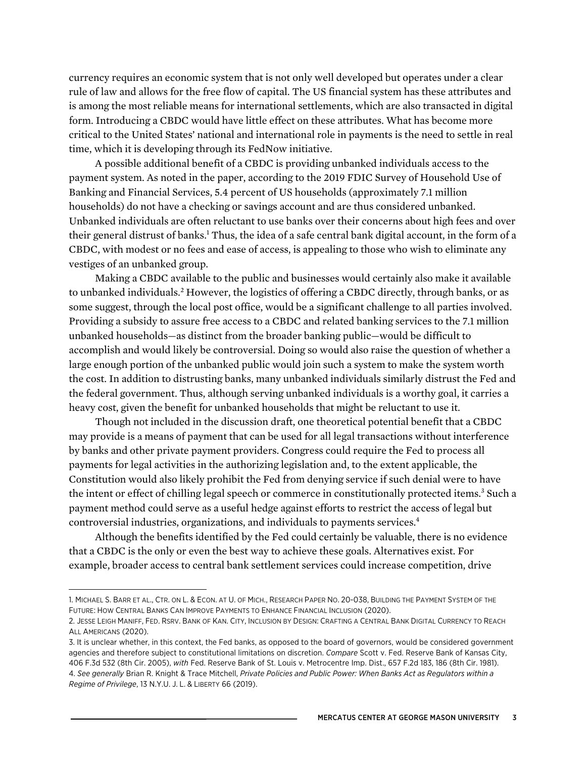currency requires an economic system that is not only well developed but operates under a clear rule of law and allows for the free flow of capital. The US financial system has these attributes and is among the most reliable means for international settlements, which are also transacted in digital form. Introducing a CBDC would have little effect on these attributes. What has become more critical to the United States' national and international role in payments is the need to settle in real time, which it is developing through its FedNow initiative.

A possible additional benefit of a CBDC is providing unbanked individuals access to the payment system. As noted in the paper, according to the 2019 FDIC Survey of Household Use of Banking and Financial Services, 5.4 percent of US households (approximately 7.1 million households) do not have a checking or savings account and are thus considered unbanked. Unbanked individuals are often reluctant to use banks over their concerns about high fees and over their general distrust of banks.[1] Thus, the idea of a safe central bank digital account, in the form of a CBDC, with modest or no fees and ease of access, is appealing to those who wish to eliminate any vestiges of an unbanked group.

Making a CBDC available to the public and businesses would certainly also make it available to unbanked individuals.[2] However, the logistics of offering a CBDC directly, through banks, or as some suggest, through the local post office, would be a significant challenge to all parties involved. Providing a subsidy to assure free access to a CBDC and related banking services to the 7.1 million unbanked households—as distinct from the broader banking public—would be difficult to accomplish and would likely be controversial. Doing so would also raise the question of whether a large enough portion of the unbanked public would join such a system to make the system worth the cost. In addition to distrusting banks, many unbanked individuals similarly distrust the Fed and the federal government. Thus, although serving unbanked individuals is a worthy goal, it carries a heavy cost, given the benefit for unbanked households that might be reluctant to use it.

Though not included in the discussion draft, one theoretical potential benefit that a CBDC may provide is a means of payment that can be used for all legal transactions without interference by banks and other private payment providers. Congress could require the Fed to process all payments for legal activities in the authorizing legislation and, to the extent applicable, the Constitution would also likely prohibit the Fed from denying service if such denial were to have the intent or effect of chilling legal speech or commerce in constitutionally protected items.[3] Such a payment method could serve as a useful hedge against efforts to restrict the access of legal but controversial industries, organizations, and individuals to payments services.[4]

Although the benefits identified by the Fed could certainly be valuable, there is no evidence that a CBDC is the only or even the best way to achieve these goals. Alternatives exist. For example, broader access to central bank settlement services could increase competition, drive

---

1. Michael S. Barr et al., Ctr. on L. & Econ. at U. of Mich., Research Paper No. 20-038, Building the Payment System of the Future: How Central Banks Can Improve Payments to Enhance Financial Inclusion (2020).

2. Jesse Leigh Maniff, Fed. Rsrv. Bank of Kan. City, Inclusion by Design: Crafting a Central Bank Digital Currency to Reach All Americans (2020).

3. It is unclear whether, in this context, the Fed banks, as opposed to the board of governors, would be considered government agencies and therefore subject to constitutional limitations on discretion. *Compare* Scott v. Fed. Reserve Bank of Kansas City, 406 F.3d 532 (8th Cir. 2005), *with* Fed. Reserve Bank of St. Louis v. Metrocentre Imp. Dist., 657 F.2d 183, 186 (8th Cir. 1981).

4. *See generally* Brian R. Knight & Trace Mitchell, *Private Policies and Public Power: When Banks Act as Regulators within a Regime of Privilege*, 13 N.Y.U. J. L. & Liberty 66 (2019).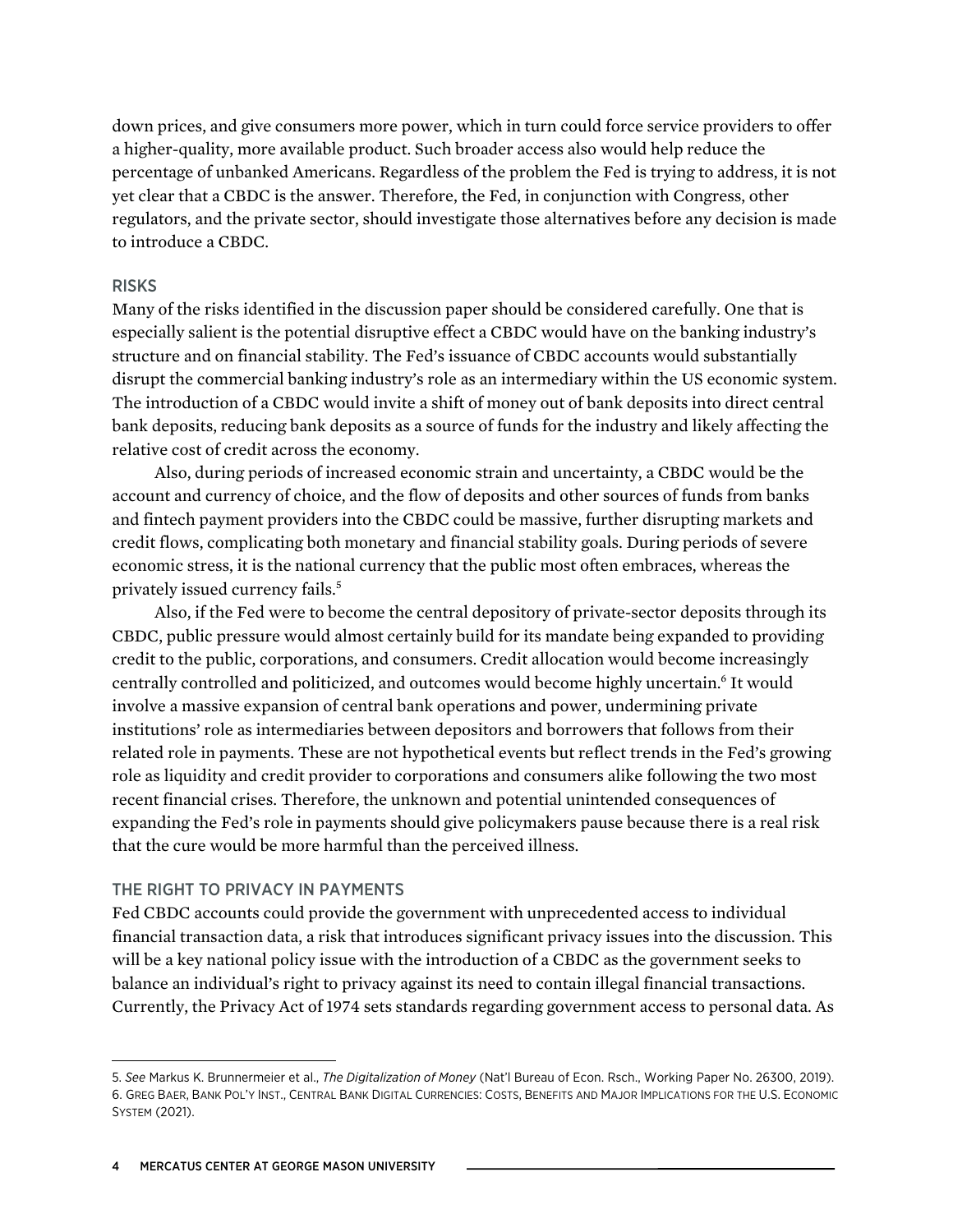down prices, and give consumers more power, which in turn could force service providers to offer a higher-quality, more available product. Such broader access also would help reduce the percentage of unbanked Americans. Regardless of the problem the Fed is trying to address, it is not yet clear that a CBDC is the answer. Therefore, the Fed, in conjunction with Congress, other regulators, and the private sector, should investigate those alternatives before any decision is made to introduce a CBDC.

## RISKS

Many of the risks identified in the discussion paper should be considered carefully. One that is especially salient is the potential disruptive effect a CBDC would have on the banking industry's structure and on financial stability. The Fed's issuance of CBDC accounts would substantially disrupt the commercial banking industry's role as an intermediary within the US economic system. The introduction of a CBDC would invite a shift of money out of bank deposits into direct central bank deposits, reducing bank deposits as a source of funds for the industry and likely affecting the relative cost of credit across the economy.

Also, during periods of increased economic strain and uncertainty, a CBDC would be the account and currency of choice, and the flow of deposits and other sources of funds from banks and fintech payment providers into the CBDC could be massive, further disrupting markets and credit flows, complicating both monetary and financial stability goals. During periods of severe economic stress, it is the national currency that the public most often embraces, whereas the privately issued currency fails.[5]

Also, if the Fed were to become the central depository of private-sector deposits through its CBDC, public pressure would almost certainly build for its mandate being expanded to providing credit to the public, corporations, and consumers. Credit allocation would become increasingly centrally controlled and politicized, and outcomes would become highly uncertain.[6] It would involve a massive expansion of central bank operations and power, undermining private institutions' role as intermediaries between depositors and borrowers that follows from their related role in payments. These are not hypothetical events but reflect trends in the Fed's growing role as liquidity and credit provider to corporations and consumers alike following the two most recent financial crises. Therefore, the unknown and potential unintended consequences of expanding the Fed's role in payments should give policymakers pause because there is a real risk that the cure would be more harmful than the perceived illness.

## THE RIGHT TO PRIVACY IN PAYMENTS

Fed CBDC accounts could provide the government with unprecedented access to individual financial transaction data, a risk that introduces significant privacy issues into the discussion. This will be a key national policy issue with the introduction of a CBDC as the government seeks to balance an individual's right to privacy against its need to contain illegal financial transactions. Currently, the Privacy Act of 1974 sets standards regarding government access to personal data. As

---

5. *See* Markus K. Brunnermeier et al., *The Digitalization of Money* (Nat'l Bureau of Econ. Rsch., Working Paper No. 26300, 2019).

6. Greg Baer, Bank Pol'y Inst., Central Bank Digital Currencies: Costs, Benefits and Major Implications for the U.S. Economic System (2021).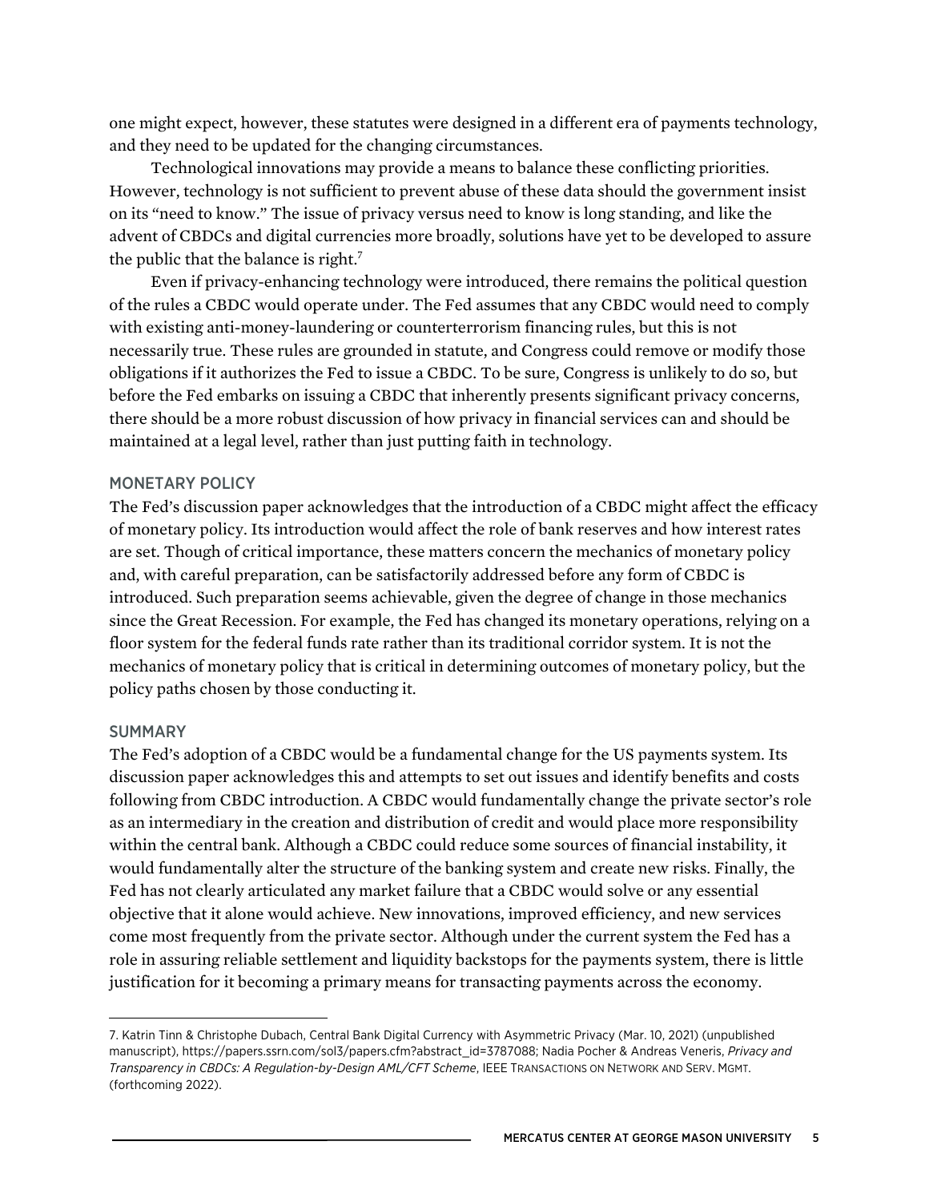one might expect, however, these statutes were designed in a different era of payments technology, and they need to be updated for the changing circumstances.

Technological innovations may provide a means to balance these conflicting priorities. However, technology is not sufficient to prevent abuse of these data should the government insist on its "need to know." The issue of privacy versus need to know is long standing, and like the advent of CBDCs and digital currencies more broadly, solutions have yet to be developed to assure the public that the balance is right.[7]

Even if privacy-enhancing technology were introduced, there remains the political question of the rules a CBDC would operate under. The Fed assumes that any CBDC would need to comply with existing anti-money-laundering or counterterrorism financing rules, but this is not necessarily true. These rules are grounded in statute, and Congress could remove or modify those obligations if it authorizes the Fed to issue a CBDC. To be sure, Congress is unlikely to do so, but before the Fed embarks on issuing a CBDC that inherently presents significant privacy concerns, there should be a more robust discussion of how privacy in financial services can and should be maintained at a legal level, rather than just putting faith in technology.

## MONETARY POLICY

The Fed's discussion paper acknowledges that the introduction of a CBDC might affect the efficacy of monetary policy. Its introduction would affect the role of bank reserves and how interest rates are set. Though of critical importance, these matters concern the mechanics of monetary policy and, with careful preparation, can be satisfactorily addressed before any form of CBDC is introduced. Such preparation seems achievable, given the degree of change in those mechanics since the Great Recession. For example, the Fed has changed its monetary operations, relying on a floor system for the federal funds rate rather than its traditional corridor system. It is not the mechanics of monetary policy that is critical in determining outcomes of monetary policy, but the policy paths chosen by those conducting it.

## SUMMARY

The Fed's adoption of a CBDC would be a fundamental change for the US payments system. Its discussion paper acknowledges this and attempts to set out issues and identify benefits and costs following from CBDC introduction. A CBDC would fundamentally change the private sector's role as an intermediary in the creation and distribution of credit and would place more responsibility within the central bank. Although a CBDC could reduce some sources of financial instability, it would fundamentally alter the structure of the banking system and create new risks. Finally, the Fed has not clearly articulated any market failure that a CBDC would solve or any essential objective that it alone would achieve. New innovations, improved efficiency, and new services come most frequently from the private sector. Although under the current system the Fed has a role in assuring reliable settlement and liquidity backstops for the payments system, there is little justification for it becoming a primary means for transacting payments across the economy.

---

7. Katrin Tinn & Christophe Dubach, Central Bank Digital Currency with Asymmetric Privacy (Mar. 10, 2021) (unpublished manuscript), https://papers.ssrn.com/sol3/papers.cfm?abstract_id=3787088; Nadia Pocher & Andreas Veneris, *Privacy and Transparency in CBDCs: A Regulation-by-Design AML/CFT Scheme*, IEEE TRANSACTIONS ON NETWORK AND SERV. MGMT. (forthcoming 2022).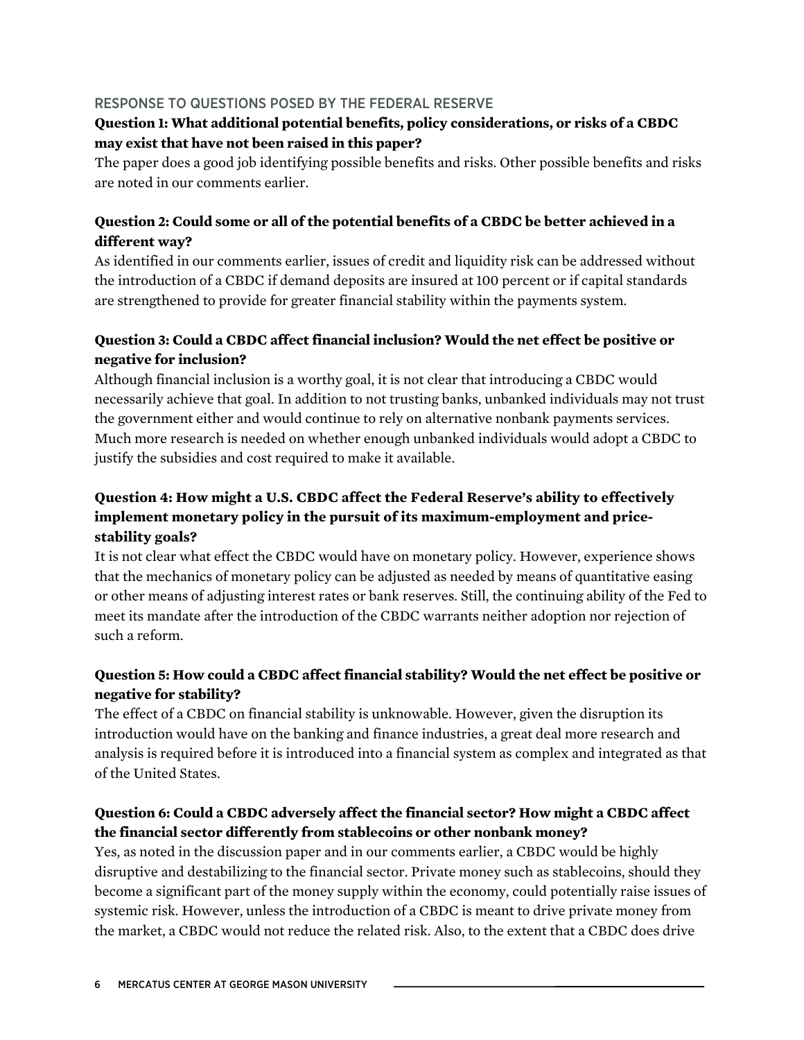## RESPONSE TO QUESTIONS POSED BY THE FEDERAL RESERVE

### Question 1: What additional potential benefits, policy considerations, or risks of a CBDC may exist that have not been raised in this paper?

The paper does a good job identifying possible benefits and risks. Other possible benefits and risks are noted in our comments earlier.

### Question 2: Could some or all of the potential benefits of a CBDC be better achieved in a different way?

As identified in our comments earlier, issues of credit and liquidity risk can be addressed without the introduction of a CBDC if demand deposits are insured at 100 percent or if capital standards are strengthened to provide for greater financial stability within the payments system.

### Question 3: Could a CBDC affect financial inclusion? Would the net effect be positive or negative for inclusion?

Although financial inclusion is a worthy goal, it is not clear that introducing a CBDC would necessarily achieve that goal. In addition to not trusting banks, unbanked individuals may not trust the government either and would continue to rely on alternative nonbank payments services. Much more research is needed on whether enough unbanked individuals would adopt a CBDC to justify the subsidies and cost required to make it available.

### Question 4: How might a U.S. CBDC affect the Federal Reserve's ability to effectively implement monetary policy in the pursuit of its maximum-employment and price-stability goals?

It is not clear what effect the CBDC would have on monetary policy. However, experience shows that the mechanics of monetary policy can be adjusted as needed by means of quantitative easing or other means of adjusting interest rates or bank reserves. Still, the continuing ability of the Fed to meet its mandate after the introduction of the CBDC warrants neither adoption nor rejection of such a reform.

### Question 5: How could a CBDC affect financial stability? Would the net effect be positive or negative for stability?

The effect of a CBDC on financial stability is unknowable. However, given the disruption its introduction would have on the banking and finance industries, a great deal more research and analysis is required before it is introduced into a financial system as complex and integrated as that of the United States.

### Question 6: Could a CBDC adversely affect the financial sector? How might a CBDC affect the financial sector differently from stablecoins or other nonbank money?

Yes, as noted in the discussion paper and in our comments earlier, a CBDC would be highly disruptive and destabilizing to the financial sector. Private money such as stablecoins, should they become a significant part of the money supply within the economy, could potentially raise issues of systemic risk. However, unless the introduction of a CBDC is meant to drive private money from the market, a CBDC would not reduce the related risk. Also, to the extent that a CBDC does drive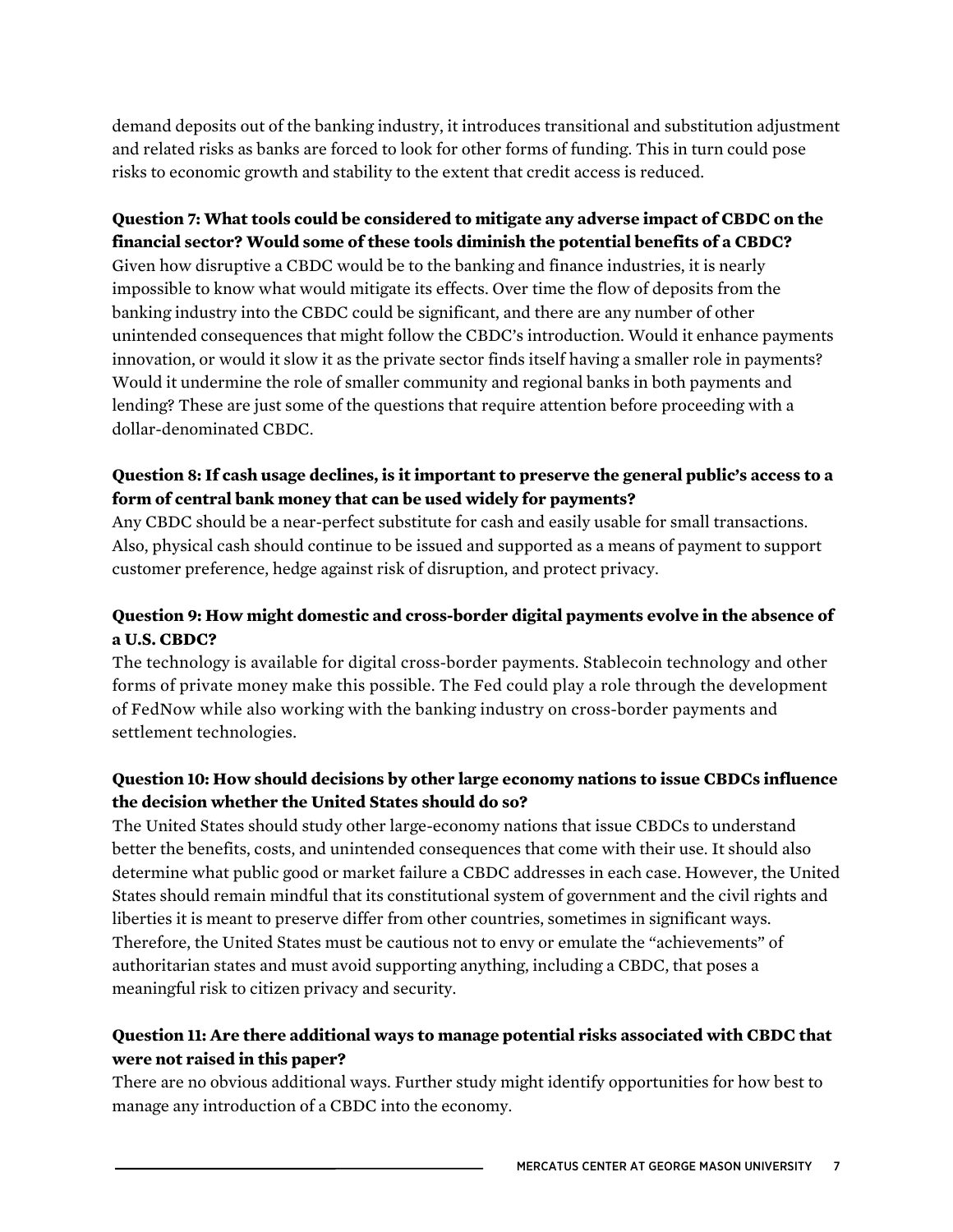demand deposits out of the banking industry, it introduces transitional and substitution adjustment and related risks as banks are forced to look for other forms of funding. This in turn could pose risks to economic growth and stability to the extent that credit access is reduced.

**Question 7: What tools could be considered to mitigate any adverse impact of CBDC on the financial sector? Would some of these tools diminish the potential benefits of a CBDC?**

Given how disruptive a CBDC would be to the banking and finance industries, it is nearly impossible to know what would mitigate its effects. Over time the flow of deposits from the banking industry into the CBDC could be significant, and there are any number of other unintended consequences that might follow the CBDC's introduction. Would it enhance payments innovation, or would it slow it as the private sector finds itself having a smaller role in payments? Would it undermine the role of smaller community and regional banks in both payments and lending? These are just some of the questions that require attention before proceeding with a dollar-denominated CBDC.

**Question 8: If cash usage declines, is it important to preserve the general public's access to a form of central bank money that can be used widely for payments?**

Any CBDC should be a near-perfect substitute for cash and easily usable for small transactions. Also, physical cash should continue to be issued and supported as a means of payment to support customer preference, hedge against risk of disruption, and protect privacy.

**Question 9: How might domestic and cross-border digital payments evolve in the absence of a U.S. CBDC?**

The technology is available for digital cross-border payments. Stablecoin technology and other forms of private money make this possible. The Fed could play a role through the development of FedNow while also working with the banking industry on cross-border payments and settlement technologies.

**Question 10: How should decisions by other large economy nations to issue CBDCs influence the decision whether the United States should do so?**

The United States should study other large-economy nations that issue CBDCs to understand better the benefits, costs, and unintended consequences that come with their use. It should also determine what public good or market failure a CBDC addresses in each case. However, the United States should remain mindful that its constitutional system of government and the civil rights and liberties it is meant to preserve differ from other countries, sometimes in significant ways. Therefore, the United States must be cautious not to envy or emulate the "achievements" of authoritarian states and must avoid supporting anything, including a CBDC, that poses a meaningful risk to citizen privacy and security.

**Question 11: Are there additional ways to manage potential risks associated with CBDC that were not raised in this paper?**

There are no obvious additional ways. Further study might identify opportunities for how best to manage any introduction of a CBDC into the economy.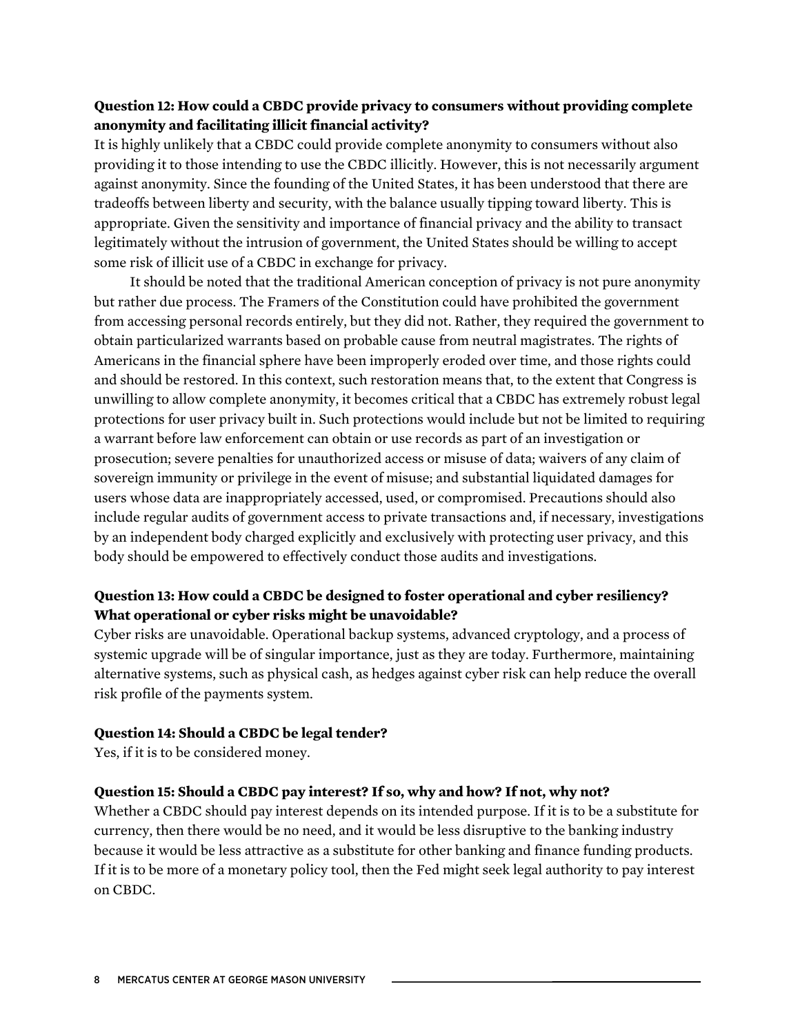**Question 12: How could a CBDC provide privacy to consumers without providing complete anonymity and facilitating illicit financial activity?**

It is highly unlikely that a CBDC could provide complete anonymity to consumers without also providing it to those intending to use the CBDC illicitly. However, this is not necessarily argument against anonymity. Since the founding of the United States, it has been understood that there are tradeoffs between liberty and security, with the balance usually tipping toward liberty. This is appropriate. Given the sensitivity and importance of financial privacy and the ability to transact legitimately without the intrusion of government, the United States should be willing to accept some risk of illicit use of a CBDC in exchange for privacy.

It should be noted that the traditional American conception of privacy is not pure anonymity but rather due process. The Framers of the Constitution could have prohibited the government from accessing personal records entirely, but they did not. Rather, they required the government to obtain particularized warrants based on probable cause from neutral magistrates. The rights of Americans in the financial sphere have been improperly eroded over time, and those rights could and should be restored. In this context, such restoration means that, to the extent that Congress is unwilling to allow complete anonymity, it becomes critical that a CBDC has extremely robust legal protections for user privacy built in. Such protections would include but not be limited to requiring a warrant before law enforcement can obtain or use records as part of an investigation or prosecution; severe penalties for unauthorized access or misuse of data; waivers of any claim of sovereign immunity or privilege in the event of misuse; and substantial liquidated damages for users whose data are inappropriately accessed, used, or compromised. Precautions should also include regular audits of government access to private transactions and, if necessary, investigations by an independent body charged explicitly and exclusively with protecting user privacy, and this body should be empowered to effectively conduct those audits and investigations.

**Question 13: How could a CBDC be designed to foster operational and cyber resiliency? What operational or cyber risks might be unavoidable?**

Cyber risks are unavoidable. Operational backup systems, advanced cryptology, and a process of systemic upgrade will be of singular importance, just as they are today. Furthermore, maintaining alternative systems, such as physical cash, as hedges against cyber risk can help reduce the overall risk profile of the payments system.

**Question 14: Should a CBDC be legal tender?**

Yes, if it is to be considered money.

**Question 15: Should a CBDC pay interest? If so, why and how? If not, why not?**

Whether a CBDC should pay interest depends on its intended purpose. If it is to be a substitute for currency, then there would be no need, and it would be less disruptive to the banking industry because it would be less attractive as a substitute for other banking and finance funding products. If it is to be more of a monetary policy tool, then the Fed might seek legal authority to pay interest on CBDC.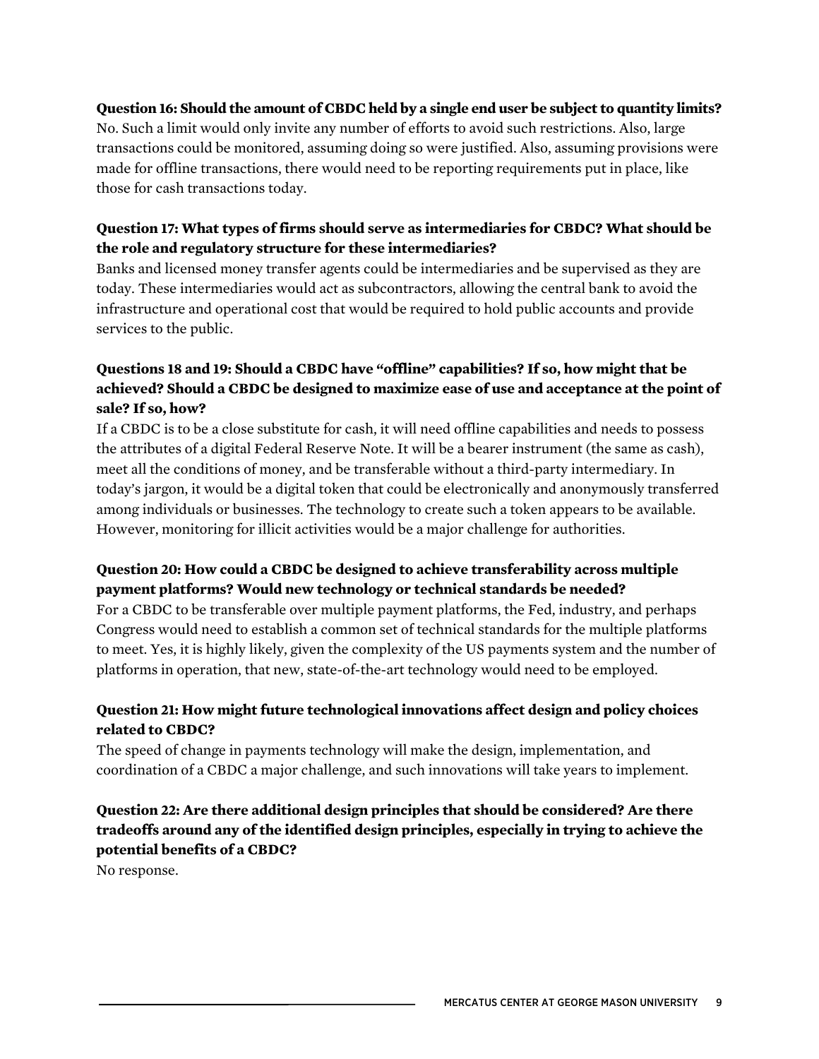**Question 16: Should the amount of CBDC held by a single end user be subject to quantity limits?**

No. Such a limit would only invite any number of efforts to avoid such restrictions. Also, large transactions could be monitored, assuming doing so were justified. Also, assuming provisions were made for offline transactions, there would need to be reporting requirements put in place, like those for cash transactions today.

**Question 17: What types of firms should serve as intermediaries for CBDC? What should be the role and regulatory structure for these intermediaries?**

Banks and licensed money transfer agents could be intermediaries and be supervised as they are today. These intermediaries would act as subcontractors, allowing the central bank to avoid the infrastructure and operational cost that would be required to hold public accounts and provide services to the public.

**Questions 18 and 19: Should a CBDC have "offline" capabilities? If so, how might that be achieved? Should a CBDC be designed to maximize ease of use and acceptance at the point of sale? If so, how?**

If a CBDC is to be a close substitute for cash, it will need offline capabilities and needs to possess the attributes of a digital Federal Reserve Note. It will be a bearer instrument (the same as cash), meet all the conditions of money, and be transferable without a third-party intermediary. In today's jargon, it would be a digital token that could be electronically and anonymously transferred among individuals or businesses. The technology to create such a token appears to be available. However, monitoring for illicit activities would be a major challenge for authorities.

**Question 20: How could a CBDC be designed to achieve transferability across multiple payment platforms? Would new technology or technical standards be needed?**

For a CBDC to be transferable over multiple payment platforms, the Fed, industry, and perhaps Congress would need to establish a common set of technical standards for the multiple platforms to meet. Yes, it is highly likely, given the complexity of the US payments system and the number of platforms in operation, that new, state-of-the-art technology would need to be employed.

**Question 21: How might future technological innovations affect design and policy choices related to CBDC?**

The speed of change in payments technology will make the design, implementation, and coordination of a CBDC a major challenge, and such innovations will take years to implement.

**Question 22: Are there additional design principles that should be considered? Are there tradeoffs around any of the identified design principles, especially in trying to achieve the potential benefits of a CBDC?**

No response.